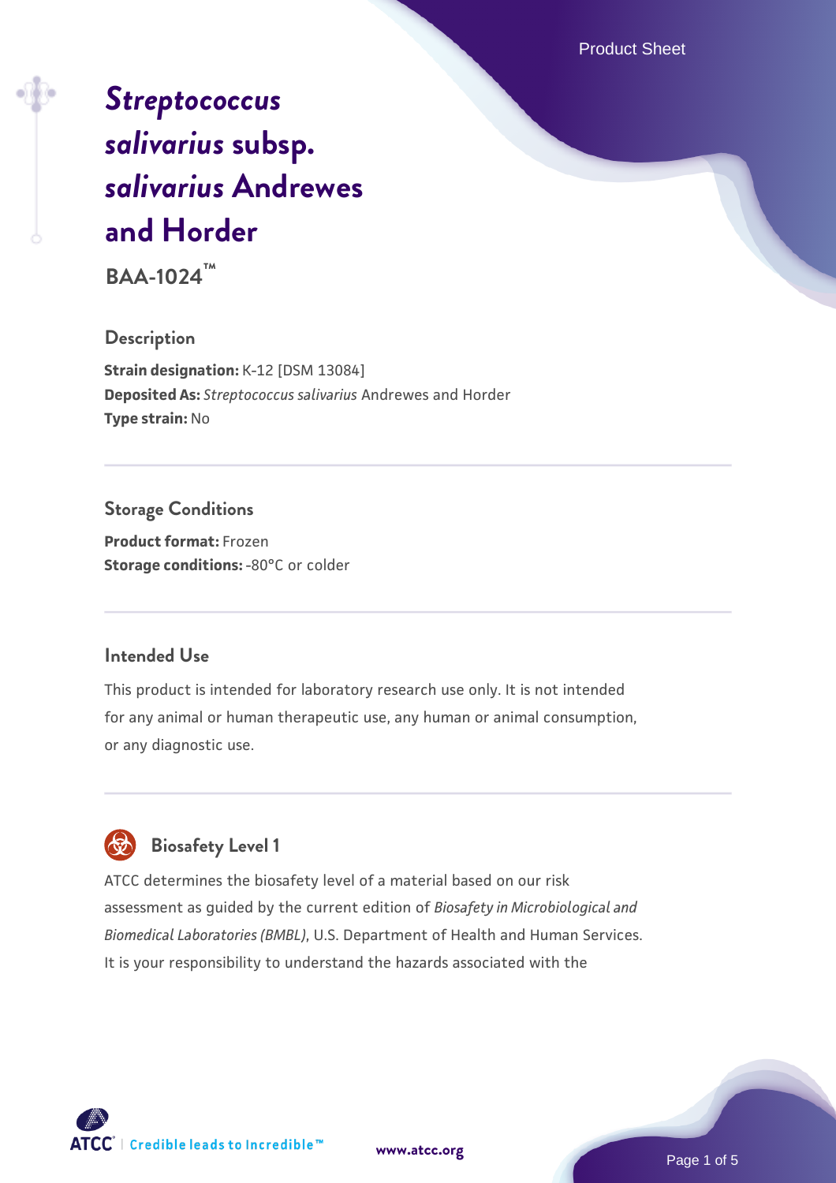# *Streptococcus salivarius* subsp. *salivarius* Andrewes and Horder

**BAA-1024™**

## Description

**Strain designation:** K-12 [DSM 13084]
**Deposited As:** *Streptococcus salivarius* Andrewes and Horder
**Type strain:** No

## Storage Conditions

**Product format:** Frozen
**Storage conditions:** -80°C or colder

## Intended Use

This product is intended for laboratory research use only. It is not intended for any animal or human therapeutic use, any human or animal consumption, or any diagnostic use.

## Biosafety Level 1

ATCC determines the biosafety level of a material based on our risk assessment as guided by the current edition of *Biosafety in Microbiological and Biomedical Laboratories (BMBL)*, U.S. Department of Health and Human Services. It is your responsibility to understand the hazards associated with the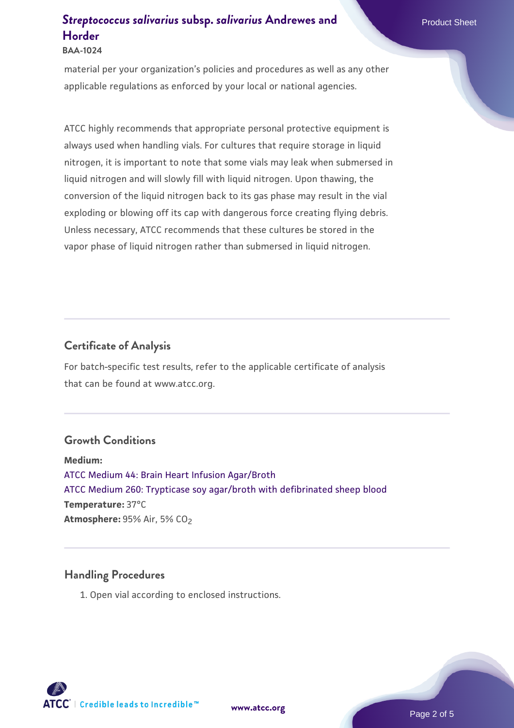material per your organization's policies and procedures as well as any other applicable regulations as enforced by your local or national agencies.

ATCC highly recommends that appropriate personal protective equipment is always used when handling vials. For cultures that require storage in liquid nitrogen, it is important to note that some vials may leak when submersed in liquid nitrogen and will slowly fill with liquid nitrogen. Upon thawing, the conversion of the liquid nitrogen back to its gas phase may result in the vial exploding or blowing off its cap with dangerous force creating flying debris. Unless necessary, ATCC recommends that these cultures be stored in the vapor phase of liquid nitrogen rather than submersed in liquid nitrogen.

## Certificate of Analysis

For batch-specific test results, refer to the applicable certificate of analysis that can be found at www.atcc.org.

## Growth Conditions

**Medium:**
ATCC Medium 44: Brain Heart Infusion Agar/Broth
ATCC Medium 260: Trypticase soy agar/broth with defibrinated sheep blood
**Temperature:** 37°C
**Atmosphere:** 95% Air, 5% $CO_2$

## Handling Procedures

1. Open vial according to enclosed instructions.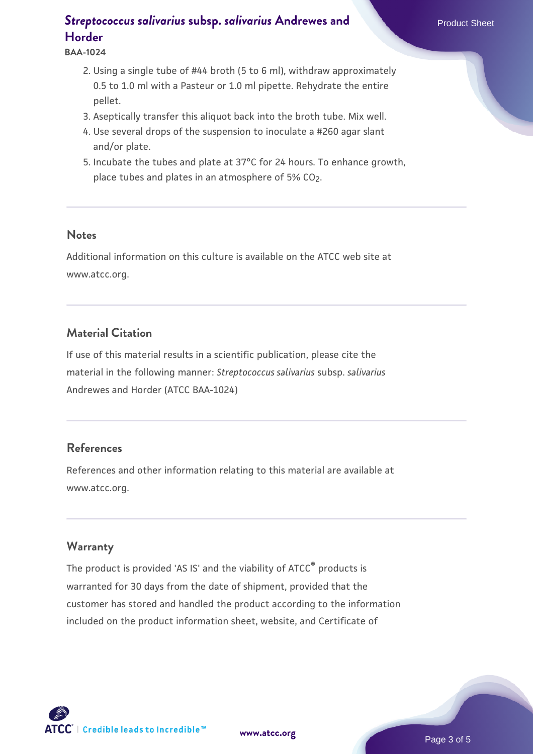2. Using a single tube of #44 broth (5 to 6 ml), withdraw approximately 0.5 to 1.0 ml with a Pasteur or 1.0 ml pipette. Rehydrate the entire pellet.
3. Aseptically transfer this aliquot back into the broth tube. Mix well.
4. Use several drops of the suspension to inoculate a #260 agar slant and/or plate.
5. Incubate the tubes and plate at 37°C for 24 hours. To enhance growth, place tubes and plates in an atmosphere of 5% $CO_2$.

## Notes

Additional information on this culture is available on the ATCC web site at www.atcc.org.

## Material Citation

If use of this material results in a scientific publication, please cite the material in the following manner: *Streptococcus salivarius* subsp. *salivarius* Andrewes and Horder (ATCC BAA-1024)

## References

References and other information relating to this material are available at www.atcc.org.

## Warranty

The product is provided 'AS IS' and the viability of ATCC® products is warranted for 30 days from the date of shipment, provided that the customer has stored and handled the product according to the information included on the product information sheet, website, and Certificate of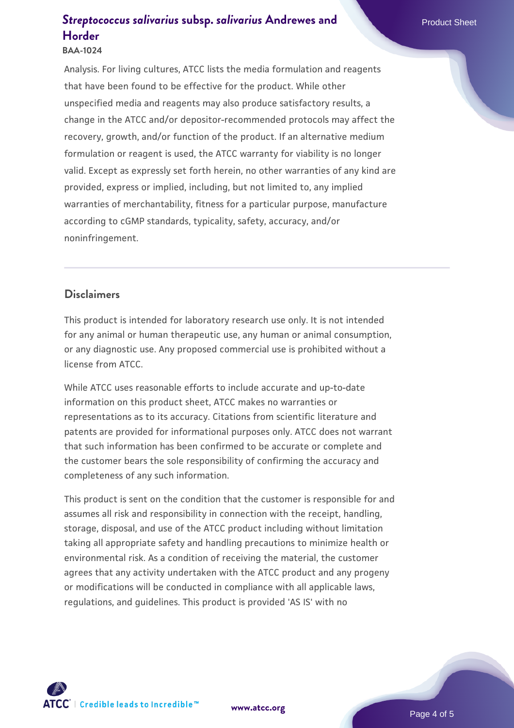Analysis. For living cultures, ATCC lists the media formulation and reagents that have been found to be effective for the product. While other unspecified media and reagents may also produce satisfactory results, a change in the ATCC and/or depositor-recommended protocols may affect the recovery, growth, and/or function of the product. If an alternative medium formulation or reagent is used, the ATCC warranty for viability is no longer valid. Except as expressly set forth herein, no other warranties of any kind are provided, express or implied, including, but not limited to, any implied warranties of merchantability, fitness for a particular purpose, manufacture according to cGMP standards, typicality, safety, accuracy, and/or noninfringement.

## Disclaimers

This product is intended for laboratory research use only. It is not intended for any animal or human therapeutic use, any human or animal consumption, or any diagnostic use. Any proposed commercial use is prohibited without a license from ATCC.

While ATCC uses reasonable efforts to include accurate and up-to-date information on this product sheet, ATCC makes no warranties or representations as to its accuracy. Citations from scientific literature and patents are provided for informational purposes only. ATCC does not warrant that such information has been confirmed to be accurate or complete and the customer bears the sole responsibility of confirming the accuracy and completeness of any such information.

This product is sent on the condition that the customer is responsible for and assumes all risk and responsibility in connection with the receipt, handling, storage, disposal, and use of the ATCC product including without limitation taking all appropriate safety and handling precautions to minimize health or environmental risk. As a condition of receiving the material, the customer agrees that any activity undertaken with the ATCC product and any progeny or modifications will be conducted in compliance with all applicable laws, regulations, and guidelines. This product is provided 'AS IS' with no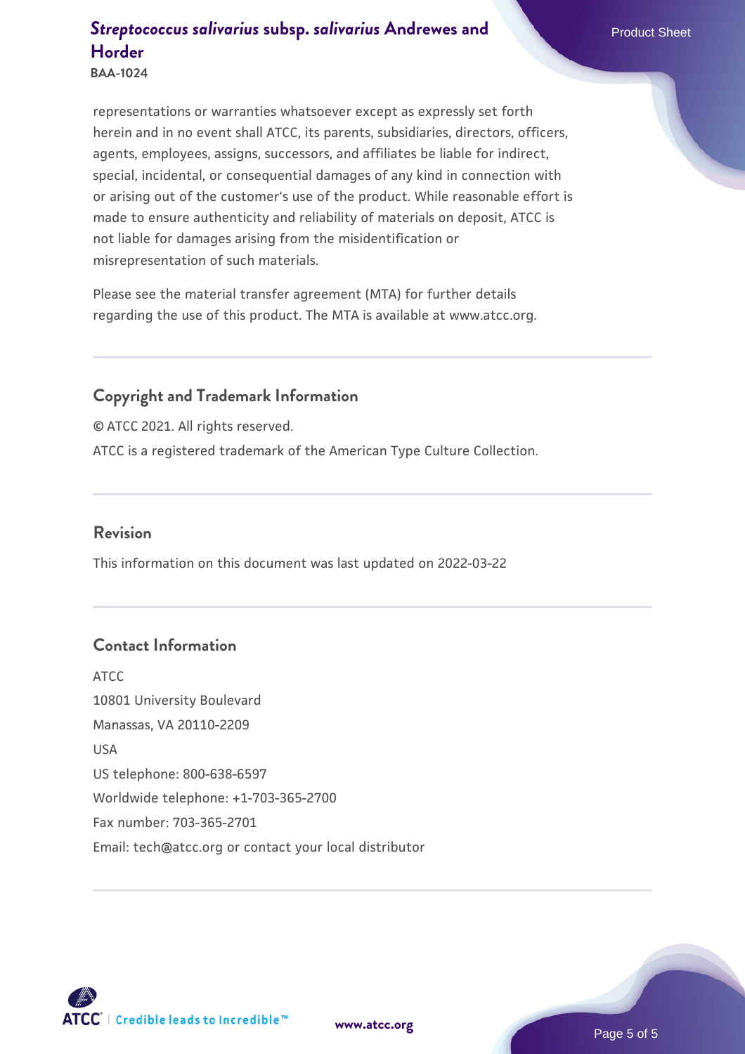representations or warranties whatsoever except as expressly set forth herein and in no event shall ATCC, its parents, subsidiaries, directors, officers, agents, employees, assigns, successors, and affiliates be liable for indirect, special, incidental, or consequential damages of any kind in connection with or arising out of the customer's use of the product. While reasonable effort is made to ensure authenticity and reliability of materials on deposit, ATCC is not liable for damages arising from the misidentification or misrepresentation of such materials.

Please see the material transfer agreement (MTA) for further details regarding the use of this product. The MTA is available at www.atcc.org.

## Copyright and Trademark Information

© ATCC 2021. All rights reserved.

ATCC is a registered trademark of the American Type Culture Collection.

## Revision

This information on this document was last updated on 2022-03-22

## Contact Information

ATCC
10801 University Boulevard
Manassas, VA 20110-2209
USA
US telephone: 800-638-6597
Worldwide telephone: +1-703-365-2700
Fax number: 703-365-2701
Email: tech@atcc.org or contact your local distributor